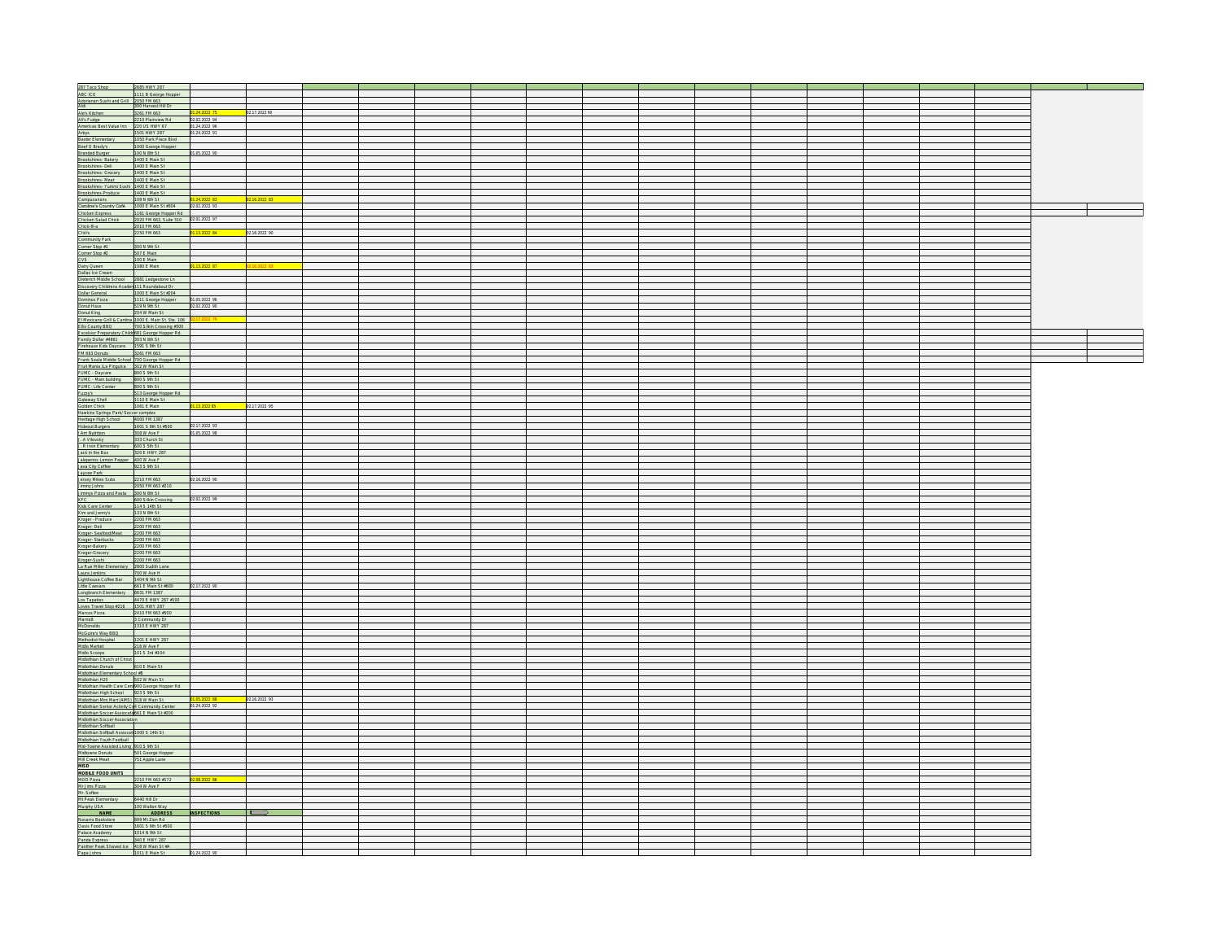| | | | |
|---|---|---|---|
| 287 Taco Shop | 2685 HWY 287 | | |
| ABC ICE | 1111 B George Hopper | | |
| Adorianen Sushi and Grill | 2050 FM 663 | | |
| Aldi | 300 Harvest Hill Dr | | |
| Ale's Kitchen | 3261 FM 663 | 01.24.2022 75 | 02.17.2022 93 |
| Al's Fudge | 2210 Plainview Rd | 02.02.2022 94 | |
| Americas Best Value Inn | 220 US HWY 67 | 01.24.2022 96 | |
| Arbys | 1501 HWY 287 | 01.24.2022 93 | |
| Baxter Elementary | 1050 Park Place Blvd | | |
| Beef O Brady's | 1000 George Hopper | | |
| Branded Burger | 100 N 8th St | 01.05.2022 90 | |
| Brookshires- Bakery | 1400 E Main St | | |
| Brookshires- Deli | 1400 E Main St | | |
| Brookshires- Grocery | 1400 E Main St | | |
| Brookshires- Meat | 1400 E Main St | | |
| Brookshires- Yummi Sushi | 1400 E Main St | | |
| Brookshires-Produce | 1400 E Main St | | |
| Campuzanons | 108 N 8th St | 01.24.2022 83 | 02.16.2022 83 |
| Caroline's Country Café | 1000 E Main St #304 | 02.02.2022 93 | |
| Chicken Express | 1161 George Hopper Rd | | |
| Chicken Salad Chick | 2020 FM 663, Suite 310 | 02.01.2022 97 | |
| Chick-fil-a | 2010 FM 663 | | |
| Chili's | 2250 FM 663 | 01.13.2022 84 | 02.16.2022 90 |
| Community Park | | | |
| Corner Stop #1 | 300 N 9th St | | |
| Corner Stop #2 | 507 E Main | | |
| CVS | 100 E Main | | |
| Dairy Queen | 1080 E Main | 01.13.2022 87 | 02.16.2022 83 |
| Dallas Ice Cream | | | |
| Dieterich Middle School | 2881 Ledgestone Ln | | |
| Discovery Childrens Academy | 111 Roundabout Dr | | |
| Dollar General | 1000 E Main St #304 | | |
| Dominos Pizza | 1111 George Hopper | 01.05.2022 96 | |
| Donut Haus | 519 N 9th St | 02.02.2022 90 | |
| Donut King | 204 W Main St | | |
| El Mexicano Grill & Cantina | 1000 E. Main St. Ste. 106 | 02.17.2022 79 | |
| Ellis County BBQ | 700 Silkin Crossing #900 | | |
| Excelsior Preparatory Childr | 681 George Hopper Rd. | | |
| Family Dollar #4861 | 303 N 8th St | | |
| Firehouse Kids Daycare | 1591 S 9th St | | |
| FM 663 Donuts | 3261 FM 663 | | |
| Frank Seale Middle School | 700 George Hopper Rd | | |
| Fruit Mania (La Pinguica | 302 W Main St | | |
| FUMC - Daycare | 800 S 9th St | | |
| FUMC - Main building | 800 S 9th St | | |
| FUMC - Life Center | 800 S 9th St | | |
| Fuzzy's | 513 George Hopper Rd | | |
| Gateway Shell | 1110 E Main St | | |
| Golden Chick | 1061 E Main | 01.13.2022 85 | 02.17.2022 95 |
| Hawkins Springs Park/ Soccer complex | | | |
| Heritage High School | 4000 FM 1387 | | |
| Hideout Burgers | 1601 S 9th St #500 | 02.17.2022 93 | |
| I Am Nutrition | 308 W Ave F | 01.05.2022 98 | |
| I. A Vitovsky | 333 Church St | | |
| I. R Irvin Elementary | 600 S 5th St | | |
| Jack In the Box | 320 E HWY 287 | | |
| Jalepenos Lemon Pepper | 400 W Ave F | | |
| Java City Coffee | 923 S 9th St | | |
| Jaycee Park | | | |
| Jersey Mikes Subs | 2210 FM 663 | 02.16.2022 90 | |
| Jimmy Johns | 2050 FM 663 #210 | | |
| Jimmys Pizza and Pasta | 300 N 8th St | | |
| KFC | 600 Silkin Crossing | 02.02.2022 99 | |
| Kids Care Center | 114 S 14th St | | |
| Kim and Jenny's | 133 N 8th St | | |
| Kroger - Produce | 2200 FM 663 | | |
| Kroger- Deli | 2200 FM 663 | | |
| Kroger- Seafood/Meat | 2200 FM 663 | | |
| Kroger- Starbucks | 2200 FM 663 | | |
| Kroger-Bakery | 2200 FM 663 | | |
| Kroger-Grocery | 2200 FM 663 | | |
| Kroger-Sushi | 2200 FM 663 | | |
| La Rue Miller Elementary | 2800 Sudith Lane | | |
| Laura Jenkins | 700 W Ave H | | |
| Lighthouse Coffee Bar | 1404 N 9th St | | |
| Little Caesars | 961 E Main St #600 | 02.17.2022 90 | |
| Longbranch Elementary | 6631 FM 1387 | | |
| Los Tapatios | 4470 E HWY 287 #300 | | |
| Loves Travel Stop #216 | 1501 HWY 287 | | |
| Marcos Pizza | 2410 FM 663 #500 | | |
| Marriott | 3 Community Dr | | |
| McDonalds | 1310 E HWY 287 | | |
| McGuire's Way BBQ | | | |
| Methodist Hospital | 1201 E HWY 287 | | |
| Midlo Market | 216 W Ave F | | |
| Midlo Scoops | 101 S 3rd #104 | | |
| Midlothian Church of Christ | | | |
| Midlothian Donuts | 610 E Main St | | |
| Midlothian Elementary School #8 | | | |
| Midlothian H20 | 302 W Main St | | |
| Midlothian Health Care Cent | 900 George Hopper Rd | | |
| Midlothian High School | 923 S 9th St | | |
| Midlothian Mini Mart (AMS) | 318 W Main St | 01.05.2022 88 | 02.16.2022 93 |
| Midlothian Senior Activity Ce | 1 Community Center | 01.24.2022 92 | |
| Midlothian Soccer Associati | 961 E Main St #200 | | |
| Midlothian Soccer Association | | | |
| Midlothian Softball | | | |
| Midlothian Softball Associat | 1000 S 14th St | | |
| Midlothian Youth Football | | | |
| Mid-Towne Assisted Living | 910 S 9th St | | |
| Midtowne Donuts | 501 George Hopper | | |
| Mill Creek Meat | 751 Apple Lane | | |
| **MISD** | | | |
| **MOBILE FOOD UNITS** | | | |
| MOD Pizza | 2210 FM 663 #172 | 02.08.2022 86 | |
| Mr Jims Pizza | 304 W Ave F | | |
| Mr. Softee | | | |
| Mt Peak Elementary | 6440 Hill Dr | | |
| Murphy USA | 100 Walton Way | | |
| **NAME** | **ADDRESS** | **INSPECTIONS** | |
| Navarro Bookstore | 899 Mt Zion Rd | | |
| Oasis Food Store | 1601 S 9th St #500 | | |
| Palace Academy | 1014 N 9th St | | |
| Panda Express | 340 E HWY 287 | | |
| Panther Peak Shaved Ice | 418 W Main St #A | | |
| Papa Johns | 1011 E Main St | 01.24.2022 90 | |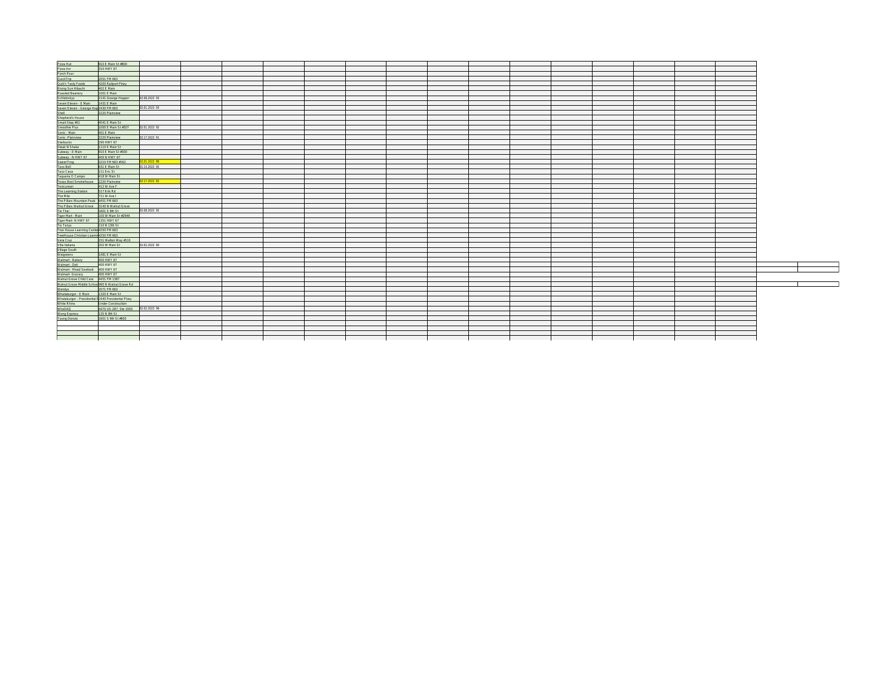| | | | | | | | | | | | | | | | | | |
|---|---|---|---|---|---|---|---|---|---|---|---|---|---|---|---|---|---|
| Pizza Hut | 910 E Main St #800 | | | | | | | | | | | | | | | | |
| Pizza Inn | 310 HWY 67 | | | | | | | | | | | | | | | | |
| Porch Pour | | | | | | | | | | | | | | | | | |
| QuickTrip | 2051 FM 663 | | | | | | | | | | | | | | | | |
| Quik'n Tasty Foods | 4200 Railport Pkwy | | | | | | | | | | | | | | | | |
| Rising Sun Hibachi | 402 E Main | | | | | | | | | | | | | | | | |
| Roasted Beanery | 1001 E Main | | | | | | | | | | | | | | | | |
| Schlotzskys | 1141 George Hopper | 02.08.2022 93 | | | | | | | | | | | | | | | |
| Seven Eleven - E Main | 1431 E Main | | | | | | | | | | | | | | | | |
| Seven Eleven - George Hop | 2430 FM 663 | 02.01.2022 93 | | | | | | | | | | | | | | | |
| Shell | 2220 Plainview | | | | | | | | | | | | | | | | |
| Shepherd's House | | | | | | | | | | | | | | | | | |
| Smart Stop #51 | 4041 E Main St | | | | | | | | | | | | | | | | |
| Smoothie Plus | 1000 E Main St #207 | 02.01.2022 92 | | | | | | | | | | | | | | | |
| Sonic - Main | 401 E Main | | | | | | | | | | | | | | | | |
| Sonic - Plainview | 2220 Plainview | 02.17.2022 91 | | | | | | | | | | | | | | | |
| Starbucks | 190 HWY 67 | | | | | | | | | | | | | | | | |
| Steak N Shake | 1110 E Main St | | | | | | | | | | | | | | | | |
| Subway - E Main | 910 E Main St #300 | | | | | | | | | | | | | | | | |
| Subway - N HWY 67 | 400 N HWY 67 | | | | | | | | | | | | | | | | |
| Sweet Frog | 2210 FM 663 #162 | 02.01.2022 98 | | | | | | | | | | | | | | | |
| Taco Bell | 631 E Main St | 01.13.2022 92 | | | | | | | | | | | | | | | |
| Taco Casa | 111 Eric St | | | | | | | | | | | | | | | | |
| Taqueria O Campo | 418 W Main St | | | | | | | | | | | | | | | | |
| Texas Best Smokehouse | 2220 Plainview | 02.17.2022 82 | | | | | | | | | | | | | | | |
| Texicurean | 412 W Ave F | | | | | | | | | | | | | | | | |
| The Learning Station | 517 Kirk Rd | | | | | | | | | | | | | | | | |
| The Mile | 711 W Ave I | | | | | | | | | | | | | | | | |
| The Pillars Mountain Peak | 6451 FM 663 | | | | | | | | | | | | | | | | |
| The Pillars Walnut Grove | 3140 N Walnut Grove | | | | | | | | | | | | | | | | |
| Tie Thai | 1601 S 9th St | 02.08.2022 92 | | | | | | | | | | | | | | | |
| Tiger Mart - Main | 100 W Main St #0949 | | | | | | | | | | | | | | | | |
| Tiger Mart- N HWY 67 | 1351 HWY 67 | | | | | | | | | | | | | | | | |
| Tio Tonys | 310 N 13th St | | | | | | | | | | | | | | | | |
| Tree House Learning Center | 4250 FM 663 | | | | | | | | | | | | | | | | |
| TreeHouse Christian Learni | 4250 FM 663 | | | | | | | | | | | | | | | | |
| Vera Cruz | 151 Walton Way #110 | | | | | | | | | | | | | | | | |
| Villa Italiana | 202 W Main St | 02.02.2022 90 | | | | | | | | | | | | | | | |
| Village South | | | | | | | | | | | | | | | | | |
| Walgreens | 1481 E Main St | | | | | | | | | | | | | | | | |
| Walmart - Bakery | 400 HWY 67 | | | | | | | | | | | | | | | | |
| Walmart - Deli | 400 HWY 67 | | | | | | | | | | | | | | | | |
| Walmart - Meat/Seafood | 400 HWY 67 | | | | | | | | | | | | | | | | |
| Walmart- Grocery | 400 HWY 67 | | | | | | | | | | | | | | | | |
| Walnut Grove Child Care | 4451 FM 1387 | | | | | | | | | | | | | | | | |
| Walnut Grove Middle School | 990 N Walnut Grove Rd | | | | | | | | | | | | | | | | |
| Wendys | 2071 FM 663 | | | | | | | | | | | | | | | | |
| Whataburger - E Main | 1320 E Main St | | | | | | | | | | | | | | | | |
| Whataburger - Presidential P | 2440 Presidential Pkwy | | | | | | | | | | | | | | | | |
| White Rhino | Under Construction | | | | | | | | | | | | | | | | |
| WhoDAQ | 4470 US-287, Ste 1000 | 02.02.2022 96 | | | | | | | | | | | | | | | |
| Wong Express | 135 N 8th St | | | | | | | | | | | | | | | | |
| Young Donuts | 1601 S 9th St #800 | | | | | | | | | | | | | | | | |